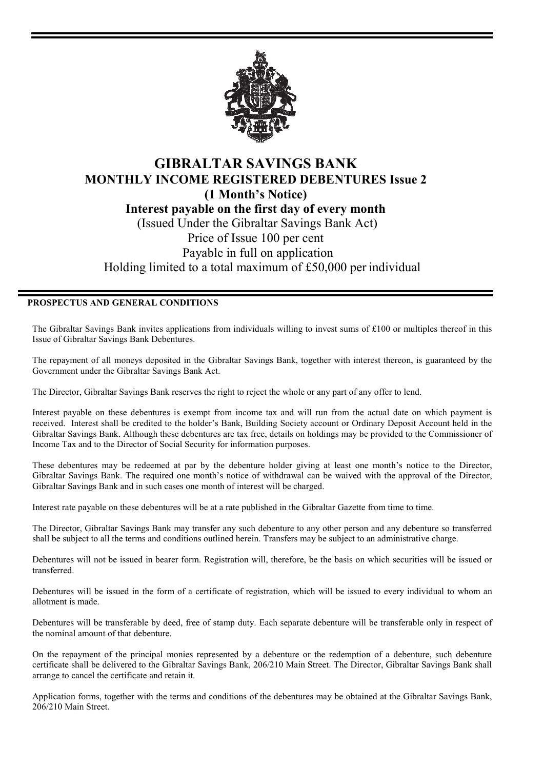# GIBRALTAR SAVINGS BANK

## MONTHLY INCOME REGISTERED DEBENTURES Issue 2

## (1 Month's Notice)

## Interest payable on the first day of every month

(Issued Under the Gibraltar Savings Bank Act)

Price of Issue 100 per cent

Payable in full on application

Holding limited to a total maximum of £50,000 per individual

---

**PROSPECTUS AND GENERAL CONDITIONS**

The Gibraltar Savings Bank invites applications from individuals willing to invest sums of £100 or multiples thereof in this Issue of Gibraltar Savings Bank Debentures.

The repayment of all moneys deposited in the Gibraltar Savings Bank, together with interest thereon, is guaranteed by the Government under the Gibraltar Savings Bank Act.

The Director, Gibraltar Savings Bank reserves the right to reject the whole or any part of any offer to lend.

Interest payable on these debentures is exempt from income tax and will run from the actual date on which payment is received. Interest shall be credited to the holder's Bank, Building Society account or Ordinary Deposit Account held in the Gibraltar Savings Bank. Although these debentures are tax free, details on holdings may be provided to the Commissioner of Income Tax and to the Director of Social Security for information purposes.

These debentures may be redeemed at par by the debenture holder giving at least one month's notice to the Director, Gibraltar Savings Bank. The required one month's notice of withdrawal can be waived with the approval of the Director, Gibraltar Savings Bank and in such cases one month of interest will be charged.

Interest rate payable on these debentures will be at a rate published in the Gibraltar Gazette from time to time.

The Director, Gibraltar Savings Bank may transfer any such debenture to any other person and any debenture so transferred shall be subject to all the terms and conditions outlined herein. Transfers may be subject to an administrative charge.

Debentures will not be issued in bearer form. Registration will, therefore, be the basis on which securities will be issued or transferred.

Debentures will be issued in the form of a certificate of registration, which will be issued to every individual to whom an allotment is made.

Debentures will be transferable by deed, free of stamp duty. Each separate debenture will be transferable only in respect of the nominal amount of that debenture.

On the repayment of the principal monies represented by a debenture or the redemption of a debenture, such debenture certificate shall be delivered to the Gibraltar Savings Bank, 206/210 Main Street. The Director, Gibraltar Savings Bank shall arrange to cancel the certificate and retain it.

Application forms, together with the terms and conditions of the debentures may be obtained at the Gibraltar Savings Bank, 206/210 Main Street.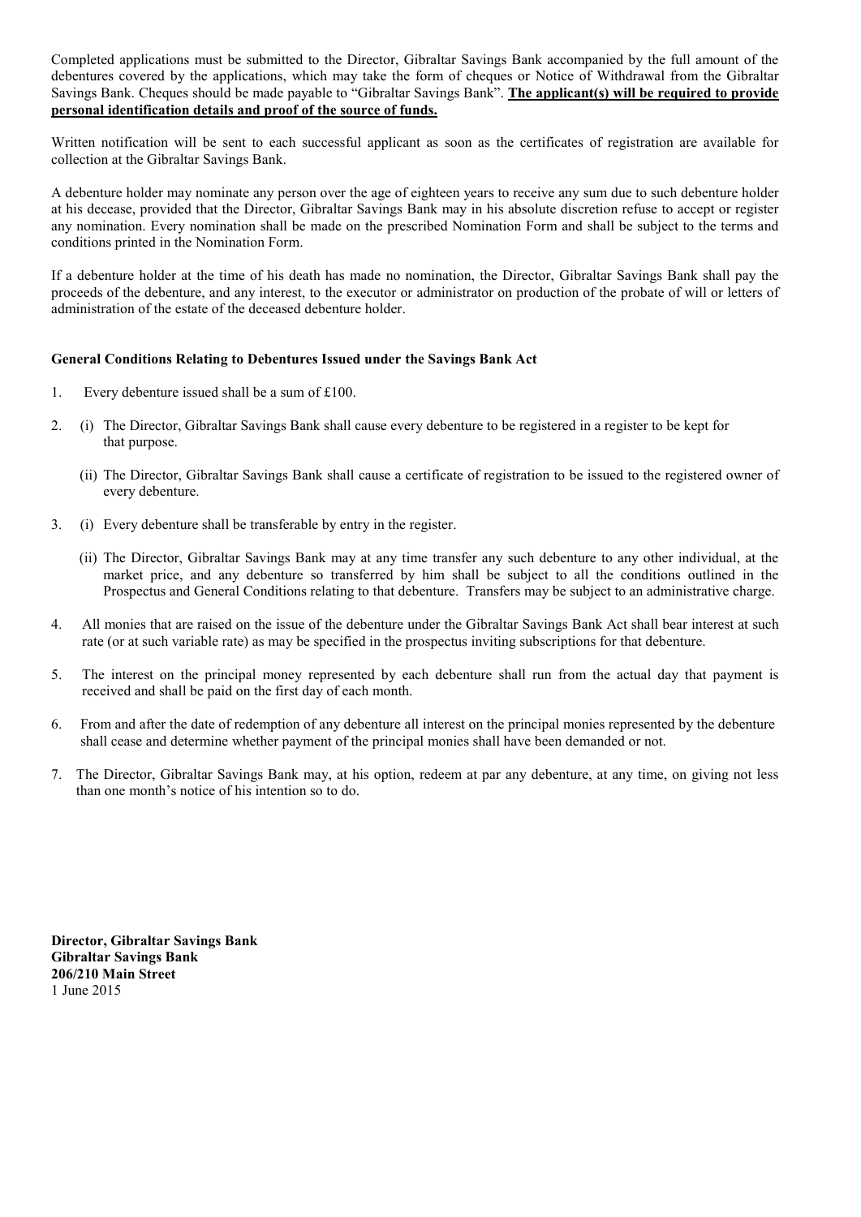Completed applications must be submitted to the Director, Gibraltar Savings Bank accompanied by the full amount of the debentures covered by the applications, which may take the form of cheques or Notice of Withdrawal from the Gibraltar Savings Bank. Cheques should be made payable to "Gibraltar Savings Bank". **The applicant(s) will be required to provide personal identification details and proof of the source of funds.**

Written notification will be sent to each successful applicant as soon as the certificates of registration are available for collection at the Gibraltar Savings Bank.

A debenture holder may nominate any person over the age of eighteen years to receive any sum due to such debenture holder at his decease, provided that the Director, Gibraltar Savings Bank may in his absolute discretion refuse to accept or register any nomination. Every nomination shall be made on the prescribed Nomination Form and shall be subject to the terms and conditions printed in the Nomination Form.

If a debenture holder at the time of his death has made no nomination, the Director, Gibraltar Savings Bank shall pay the proceeds of the debenture, and any interest, to the executor or administrator on production of the probate of will or letters of administration of the estate of the deceased debenture holder.

**General Conditions Relating to Debentures Issued under the Savings Bank Act**

1. Every debenture issued shall be a sum of £100.

2. (i) The Director, Gibraltar Savings Bank shall cause every debenture to be registered in a register to be kept for that purpose.

   (ii) The Director, Gibraltar Savings Bank shall cause a certificate of registration to be issued to the registered owner of every debenture.

3. (i) Every debenture shall be transferable by entry in the register.

   (ii) The Director, Gibraltar Savings Bank may at any time transfer any such debenture to any other individual, at the market price, and any debenture so transferred by him shall be subject to all the conditions outlined in the Prospectus and General Conditions relating to that debenture. Transfers may be subject to an administrative charge.

4. All monies that are raised on the issue of the debenture under the Gibraltar Savings Bank Act shall bear interest at such rate (or at such variable rate) as may be specified in the prospectus inviting subscriptions for that debenture.

5. The interest on the principal money represented by each debenture shall run from the actual day that payment is received and shall be paid on the first day of each month.

6. From and after the date of redemption of any debenture all interest on the principal monies represented by the debenture shall cease and determine whether payment of the principal monies shall have been demanded or not.

7. The Director, Gibraltar Savings Bank may, at his option, redeem at par any debenture, at any time, on giving not less than one month's notice of his intention so to do.

**Director, Gibraltar Savings Bank**
**Gibraltar Savings Bank**
**206/210 Main Street**
1 June 2015